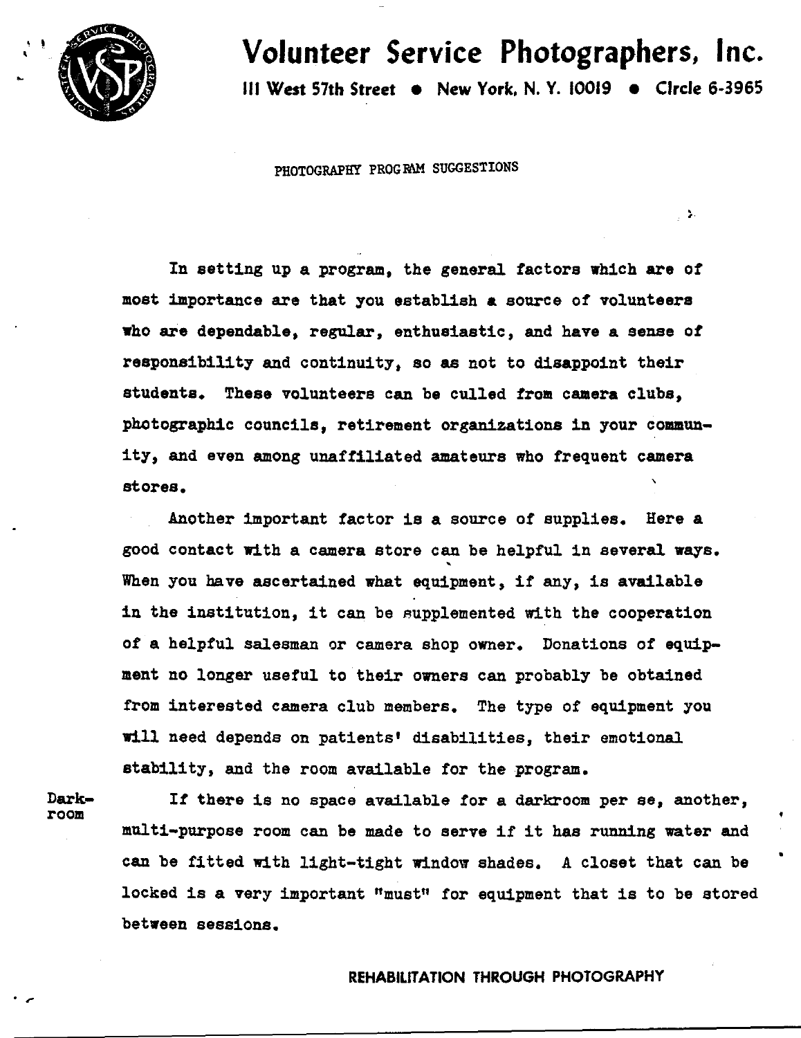# Volunteer Service Photographers, Inc.

111 West 57th Street • New York, N. Y. 10019 • Circle 6-3965

PHOTOGRAPHY PROGRAM SUGGESTIONS

In setting up a program, the general factors which are of most importance are that you establish a source of volunteers who are dependable, regular, enthusiastic, and have a sense of responsibility and continuity, so as not to disappoint their students. These volunteers can be culled from camera clubs, photographic councils, retirement organizations in your community, and even among unaffiliated amateurs who frequent camera stores.

Another important factor is a source of supplies. Here a good contact with a camera store can be helpful in several ways. When you have ascertained what equipment, if any, is available in the institution, it can be supplemented with the cooperation of a helpful salesman or camera shop owner. Donations of equipment no longer useful to their owners can probably be obtained from interested camera club members. The type of equipment you will need depends on patients' disabilities, their emotional stability, and the room available for the program.

**Darkroom**

If there is no space available for a darkroom per se, another, multi-purpose room can be made to serve if it has running water and can be fitted with light-tight window shades. A closet that can be locked is a very important "must" for equipment that is to be stored between sessions.

REHABILITATION THROUGH PHOTOGRAPHY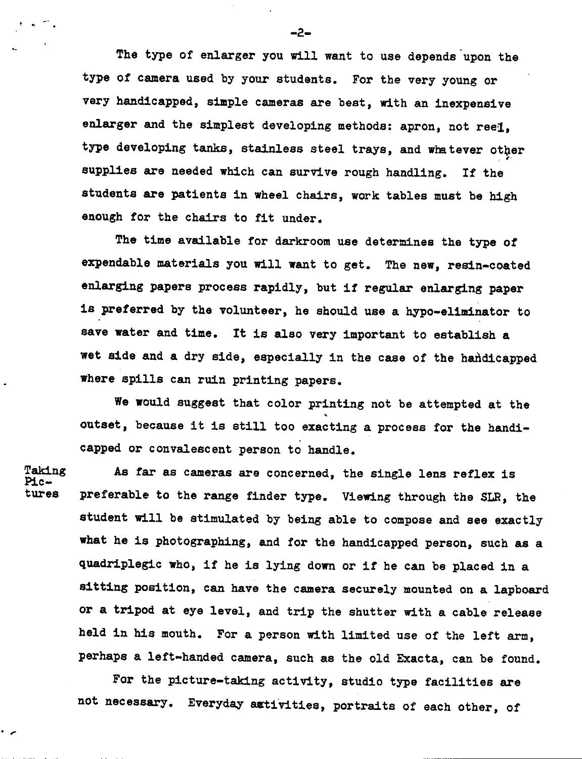The type of enlarger you will want to use depends upon the type of camera used by your students. For the very young or very handicapped, simple cameras are best, with an inexpensive enlarger and the simplest developing methods: apron, not reel, type developing tanks, stainless steel trays, and whatever other supplies are needed which can survive rough handling. If the students are patients in wheel chairs, work tables must be high enough for the chairs to fit under.

The time available for darkroom use determines the type of expendable materials you will want to get. The new, resin-coated enlarging papers process rapidly, but if regular enlarging paper is preferred by the volunteer, he should use a hypo-eliminator to save water and time. It is also very important to establish a wet side and a dry side, especially in the case of the handicapped where spills can ruin printing papers.

We would suggest that color printing not be attempted at the outset, because it is still too exacting a process for the handicapped or convalescent person to handle.

**Taking Pictures**

As far as cameras are concerned, the single lens reflex is preferable to the range finder type. Viewing through the SLR, the student will be stimulated by being able to compose and see exactly what he is photographing, and for the handicapped person, such as a quadriplegic who, if he is lying down or if he can be placed in a sitting position, can have the camera securely mounted on a lapboard or a tripod at eye level, and trip the shutter with a cable release held in his mouth. For a person with limited use of the left arm, perhaps a left-handed camera, such as the old Exacta, can be found.

For the picture-taking activity, studio type facilities are not necessary. Everyday activities, portraits of each other, of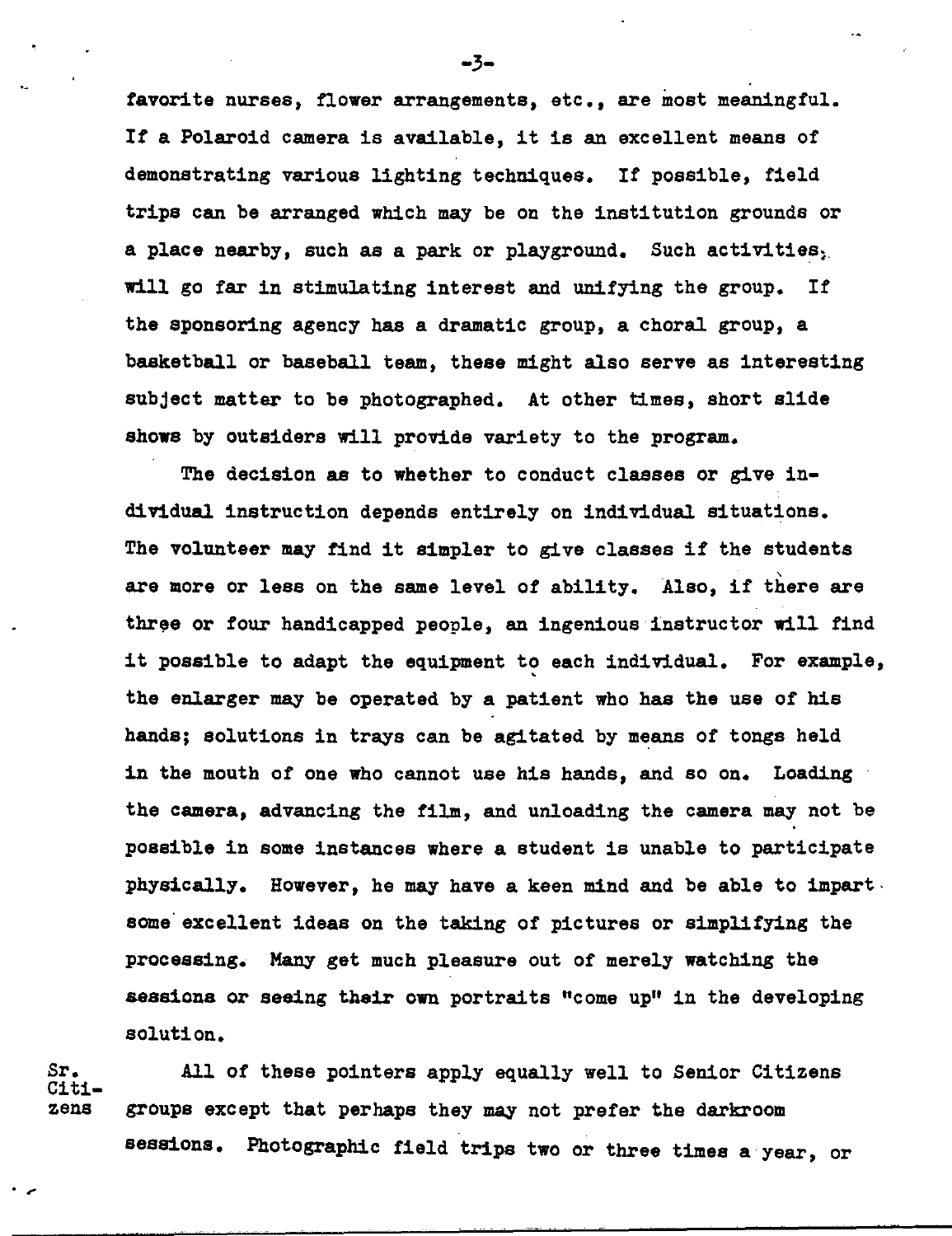favorite nurses, flower arrangements, etc., are most meaningful. If a Polaroid camera is available, it is an excellent means of demonstrating various lighting techniques. If possible, field trips can be arranged which may be on the institution grounds or a place nearby, such as a park or playground. Such activities will go far in stimulating interest and unifying the group. If the sponsoring agency has a dramatic group, a choral group, a basketball or baseball team, these might also serve as interesting subject matter to be photographed. At other times, short slide shows by outsiders will provide variety to the program.

The decision as to whether to conduct classes or give individual instruction depends entirely on individual situations. The volunteer may find it simpler to give classes if the students are more or less on the same level of ability. Also, if there are three or four handicapped people, an ingenious instructor will find it possible to adapt the equipment to each individual. For example, the enlarger may be operated by a patient who has the use of his hands; solutions in trays can be agitated by means of tongs held in the mouth of one who cannot use his hands, and so on. Loading the camera, advancing the film, and unloading the camera may not be possible in some instances where a student is unable to participate physically. However, he may have a keen mind and be able to impart some excellent ideas on the taking of pictures or simplifying the processing. Many get much pleasure out of merely watching the sessions or seeing their own portraits "come up" in the developing solution.

Sr. Citizens

All of these pointers apply equally well to Senior Citizens groups except that perhaps they may not prefer the darkroom sessions. Photographic field trips two or three times a year, or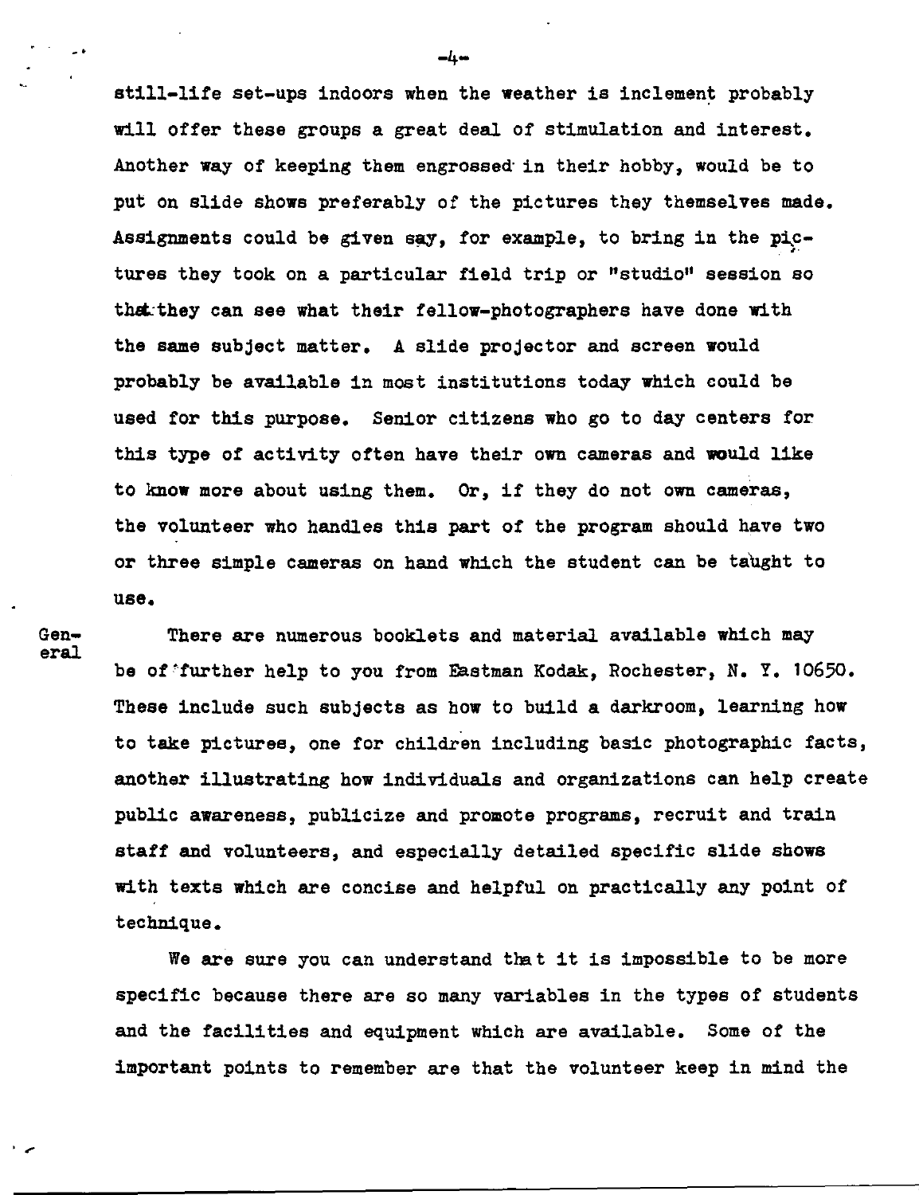still-life set-ups indoors when the weather is inclement probably will offer these groups a great deal of stimulation and interest. Another way of keeping them engrossed in their hobby, would be to put on slide shows preferably of the pictures they themselves made. Assignments could be given say, for example, to bring in the pictures they took on a particular field trip or "studio" session so that they can see what their fellow-photographers have done with the same subject matter. A slide projector and screen would probably be available in most institutions today which could be used for this purpose. Senior citizens who go to day centers for this type of activity often have their own cameras and would like to know more about using them. Or, if they do not own cameras, the volunteer who handles this part of the program should have two or three simple cameras on hand which the student can be taught to use.

General

There are numerous booklets and material available which may be of further help to you from Eastman Kodak, Rochester, N. Y. 10650. These include such subjects as how to build a darkroom, learning how to take pictures, one for children including basic photographic facts, another illustrating how individuals and organizations can help create public awareness, publicize and promote programs, recruit and train staff and volunteers, and especially detailed specific slide shows with texts which are concise and helpful on practically any point of technique.

We are sure you can understand that it is impossible to be more specific because there are so many variables in the types of students and the facilities and equipment which are available. Some of the important points to remember are that the volunteer keep in mind the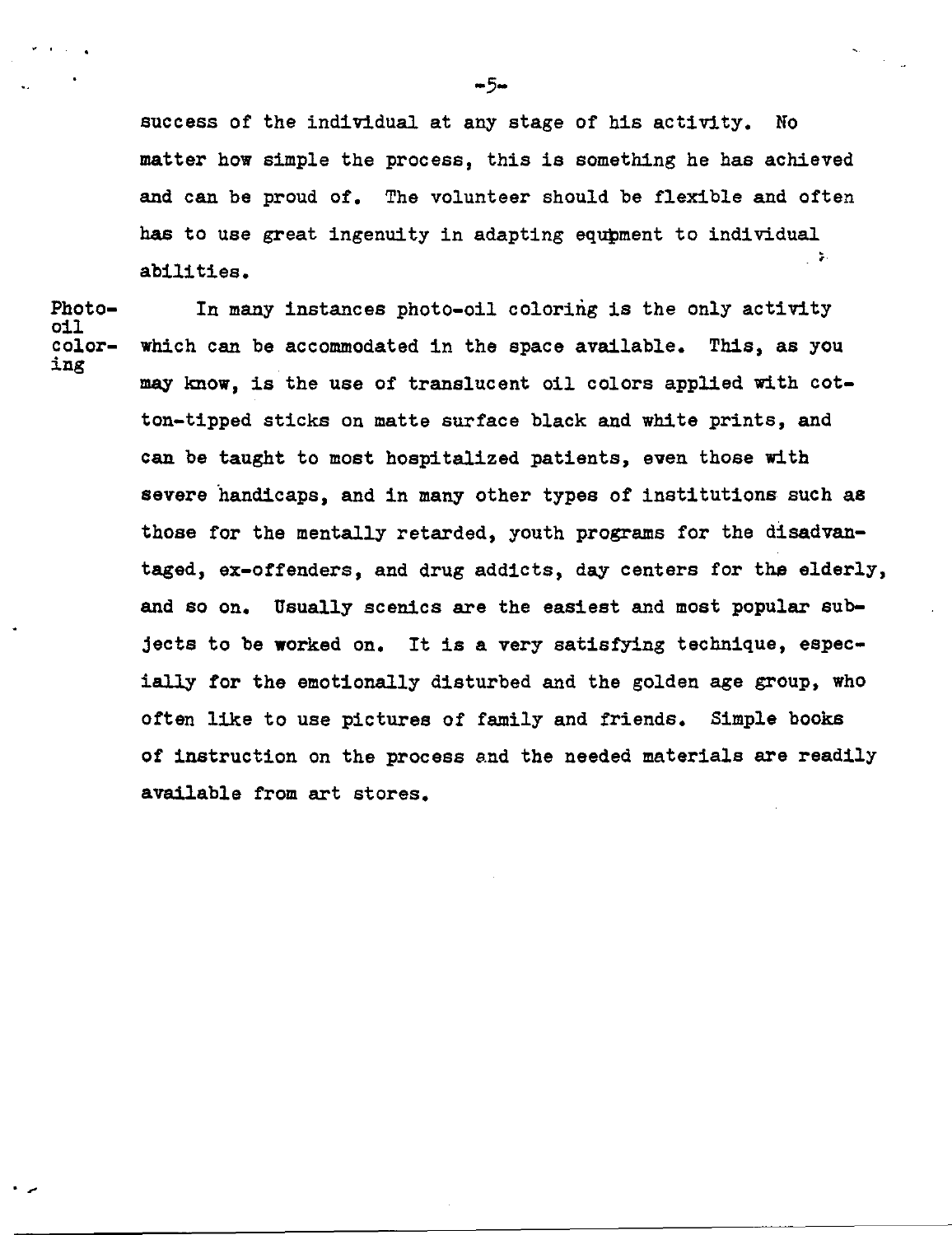success of the individual at any stage of his activity. No matter how simple the process, this is something he has achieved and can be proud of. The volunteer should be flexible and often has to use great ingenuity in adapting equipment to individual abilities.

**Photo-oil coloring**

In many instances photo-oil coloring is the only activity which can be accommodated in the space available. This, as you may know, is the use of translucent oil colors applied with cotton-tipped sticks on matte surface black and white prints, and can be taught to most hospitalized patients, even those with severe handicaps, and in many other types of institutions such as those for the mentally retarded, youth programs for the disadvantaged, ex-offenders, and drug addicts, day centers for the elderly, and so on. Usually scenics are the easiest and most popular subjects to be worked on. It is a very satisfying technique, especially for the emotionally disturbed and the golden age group, who often like to use pictures of family and friends. Simple books of instruction on the process and the needed materials are readily available from art stores.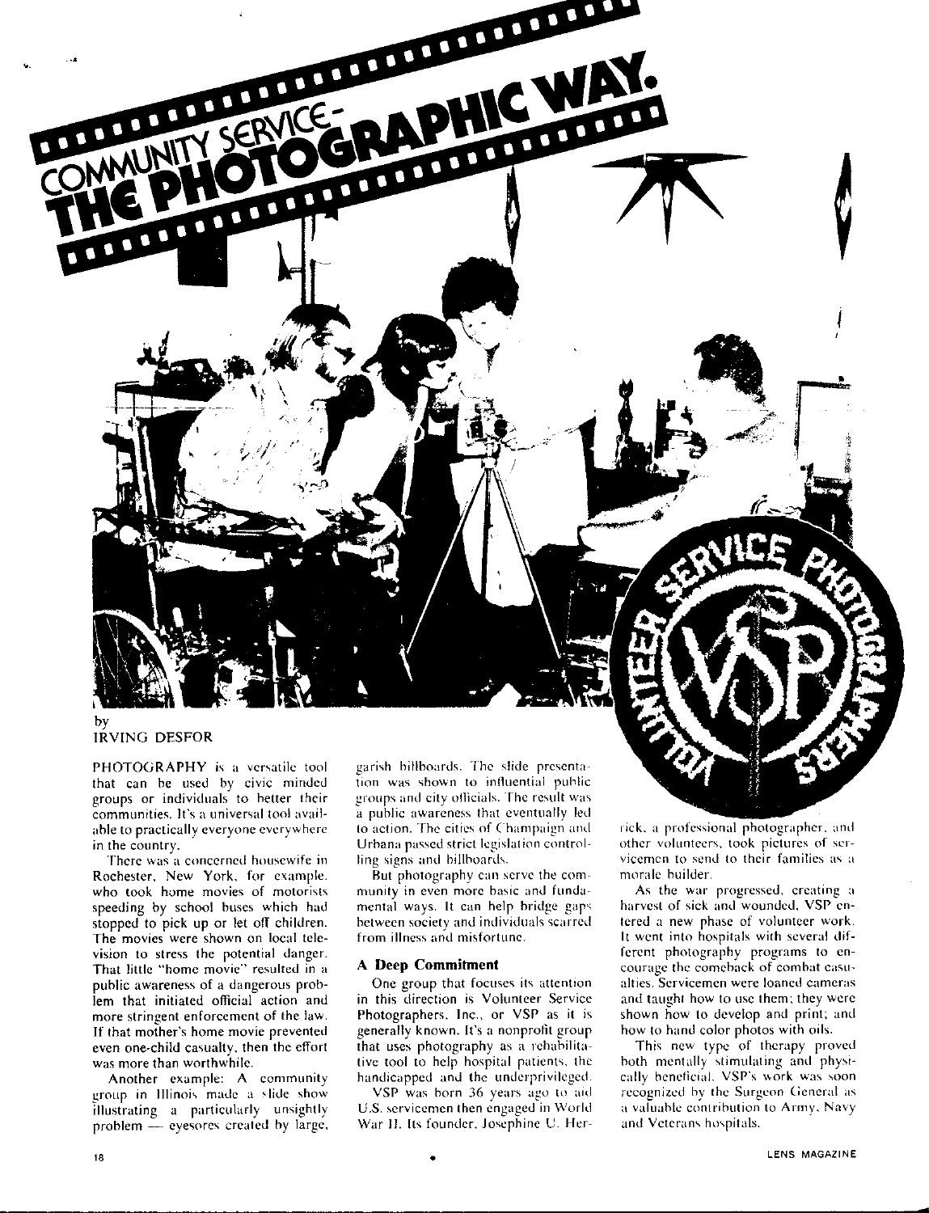# COMMUNITY SERVICE-THE PHOTOGRAPHIC WAY.

by
IRVING DESFOR

PHOTOGRAPHY is a versatile tool that can be used by civic minded groups or individuals to better their communities. It's a universal tool available to practically everyone everywhere in the country.

There was a concerned housewife in Rochester, New York, for example, who took home movies of motorists speeding by school buses which had stopped to pick up or let off children. The movies were shown on local television to stress the potential danger. That little "home movie" resulted in a public awareness of a dangerous problem that initiated official action and more stringent enforcement of the law. If that mother's home movie prevented even one-child casualty, then the effort was more than worthwhile.

Another example: A community group in Illinois made a slide show illustrating a particularly unsightly problem — eyesores created by large, garish billboards. The slide presentation was shown to influential public groups and city officials. The result was a public awareness that eventually led to action. The cities of Champaign and Urbana passed strict legislation controlling signs and billboards.

But photography can serve the community in even more basic and fundamental ways. It can help bridge gaps between society and individuals scarred from illness and misfortune.

### A Deep Commitment

One group that focuses its attention in this direction is Volunteer Service Photographers, Inc., or VSP as it is generally known. It's a nonprofit group that uses photography as a rehabilitative tool to help hospital patients, the handicapped and the underprivileged.

VSP was born 36 years ago to aid U.S. servicemen then engaged in World War II. Its founder, Josephine U. Herrick, a professional photographer, and other volunteers, took pictures of servicemen to send to their families as a morale builder.

As the war progressed, creating a harvest of sick and wounded, VSP entered a new phase of volunteer work. It went into hospitals with several different photography programs to encourage the comeback of combat casualties. Servicemen were loaned cameras and taught how to use them; they were shown how to develop and print; and how to hand color photos with oils.

This new type of therapy proved both mentally stimulating and physically beneficial. VSP's work was soon recognized by the Surgeon General as a valuable contribution to Army, Navy and Veterans hospitals.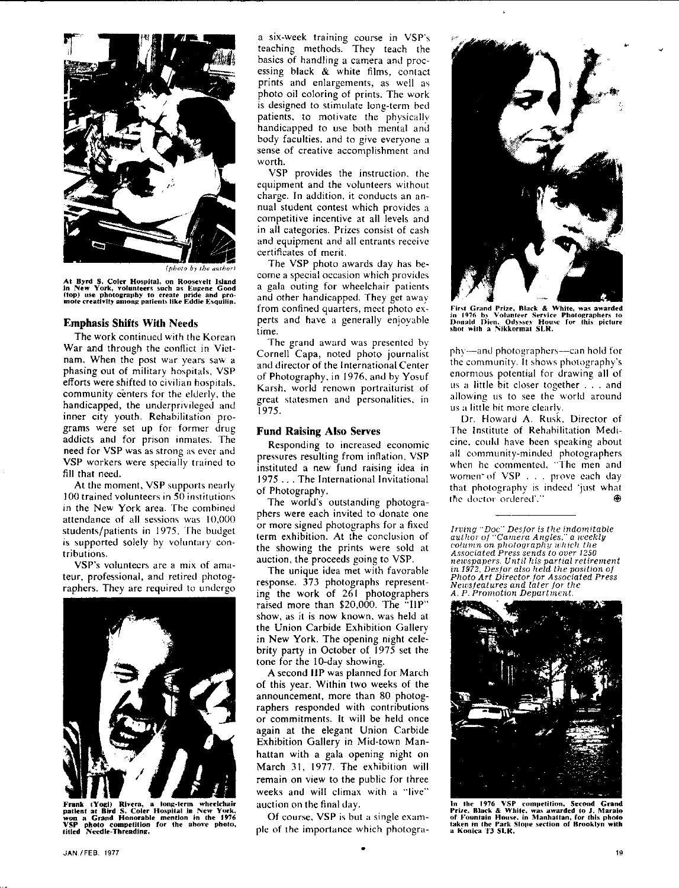(photo by the author)

**At Byrd S. Coler Hospital, on Roosevelt Island in New York, volunteers such as Eugene Good (top) use photography to create pride and promote creativity among patients like Eddie Esquilin.**

### Emphasis Shifts With Needs

The work continued with the Korean War and through the conflict in Vietnam. When the post war years saw a phasing out of military hospitals, VSP efforts were shifted to civilian hospitals, community centers for the elderly, the handicapped, the underprivileged and inner city youth. Rehabilitation programs were set up for former drug addicts and for prison inmates. The need for VSP was as strong as ever and VSP workers were specially trained to fill that need.

At the moment, VSP supports nearly 100 trained volunteers in 50 institutions in the New York area. The combined attendance of all sessions was 10,000 students/patients in 1975. The budget is supported solely by voluntary contributions.

VSP's volunteers are a mix of amateur, professional, and retired photographers. They are required to undergo a six-week training course in VSP's teaching methods. They teach the basics of handling a camera and processing black & white films, contact prints and enlargements, as well as photo oil coloring of prints. The work is designed to stimulate long-term bed patients, to motivate the physically handicapped to use both mental and body faculties, and to give everyone a sense of creative accomplishment and worth.

**Frank (Yogi) Rivera, a long-term wheelchair patient at Bird S. Coler Hospital in New York, won a Grand Honorable mention in the 1976 VSP photo competition for the above photo, titled Needle-Threading.**

VSP provides the instruction, the equipment and the volunteers without charge. In addition, it conducts an annual student contest which provides a competitive incentive at all levels and in all categories. Prizes consist of cash and equipment and all entrants receive certificates of merit.

The VSP photo awards day has become a special occasion which provides a gala outing for wheelchair patients and other handicapped. They get away from confined quarters, meet photo experts and have a generally enjoyable time.

The grand award was presented by Cornell Capa, noted photo journalist and director of the International Center of Photography, in 1976, and by Yosuf Karsh, world renown portraiturist of great statesmen and personalities, in 1975.

### Fund Raising Also Serves

Responding to increased economic pressures resulting from inflation, VSP instituted a new fund raising idea in 1975 . . . The International Invitational of Photography.

The world's outstanding photographers were each invited to donate one or more signed photographs for a fixed term exhibition. At the conclusion of the showing the prints were sold at auction, the proceeds going to VSP.

The unique idea met with favorable response. 373 photographs representing the work of 261 photographers raised more than $20,000. The "IIP" show, as it is now known, was held at the Union Carbide Exhibition Gallery in New York. The opening night celebrity party in October of 1975 set the tone for the 10-day showing.

A second IIP was planned for March of this year. Within two weeks of the announcement, more than 80 photographers responded with contributions or commitments. It will be held once again at the elegant Union Carbide Exhibition Gallery in Mid-town Manhattan with a gala opening night on March 31, 1977. The exhibition will remain on view to the public for three weeks and will climax with a "live" auction on the final day.

Of course, VSP is but a single example of the importance which photography—and photographers—can hold for the community. It shows photography's enormous potential for drawing all of us a little bit closer together . . . and allowing us to see the world around us a little bit more clearly.

**First Grand Prize, Black & White, was awarded in 1976 by Volunteer Service Photographers to Donald Dien, Odyssey House for this picture shot with a Nikkormat SLR.**

Dr. Howard A. Rusk, Director of The Institute of Rehabilitation Medicine, could have been speaking about all community-minded photographers when he commented, "The men and women of VSP . . . prove each day that photography is indeed 'just what the doctor ordered'."

---

*Irving "Doc" Desfor is the indomitable author of "Camera Angles," a weekly column on photography which the Associated Press sends to over 1250 newspapers. Until his partial retirement in 1972, Desfor also held the position of Photo Art Director for Associated Press Newsfeatures and later for the A. P. Promotion Department.*

**In the 1976 VSP competition, Second Grand Prize, Black & White, was awarded to J. Maralo of Fountain House, in Manhattan, for this photo taken in the Park Slope section of Brooklyn with a Konica T3 SLR.**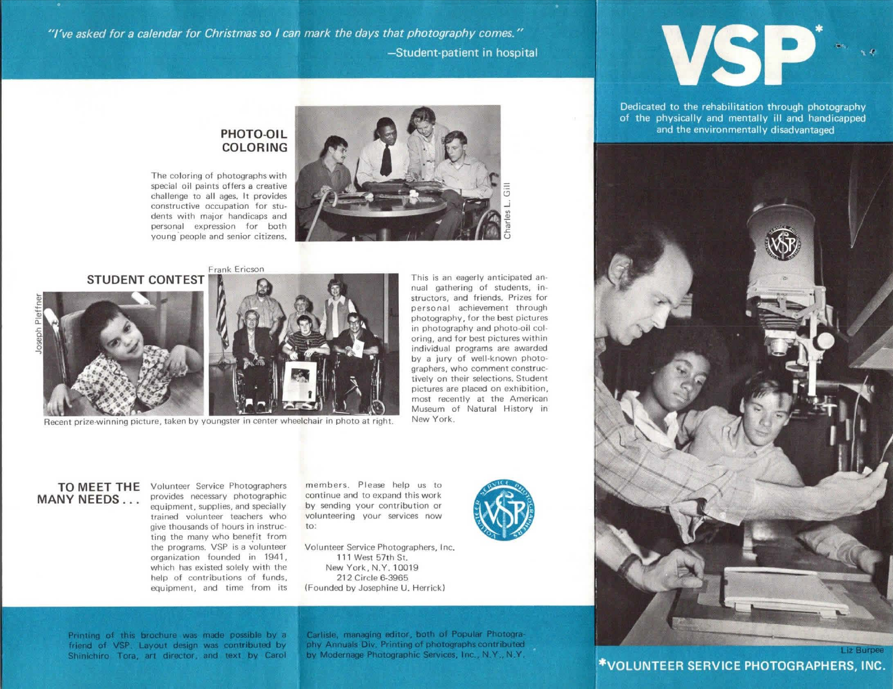*"I've asked for a calendar for Christmas so I can mark the days that photography comes."*

—Student-patient in hospital

## PHOTO-OIL COLORING

The coloring of photographs with special oil paints offers a creative challenge to all ages. It provides constructive occupation for students with major handicaps and personal expression for both young people and senior citizens.

Charles L. Gill

## STUDENT CONTEST

Joseph Pleffner

Frank Ericson

Recent prize-winning picture, taken by youngster in center wheelchair in photo at right.

This is an eagerly anticipated annual gathering of students, instructors, and friends. Prizes for personal achievement through photography, for the best pictures in photography and photo-oil coloring, and for best pictures within individual programs are awarded by a jury of well-known photographers, who comment constructively on their selections. Student pictures are placed on exhibition, most recently at the American Museum of Natural History in New York.

## TO MEET THE MANY NEEDS . . .

Volunteer Service Photographers provides necessary photographic equipment, supplies, and specially trained volunteer teachers who give thousands of hours in instructing the many who benefit from the programs. VSP is a volunteer organization founded in 1941, which has existed solely with the help of contributions of funds, equipment, and time from its members. Please help us to continue and to expand this work by sending your contribution or volunteering your services now to:

Volunteer Service Photographers, Inc.
111 West 57th St.
New York, N.Y. 10019
212 Circle 6-3965
(Founded by Josephine U. Herrick)

Printing of this brochure was made possible by a friend of VSP. Layout design was contributed by Shinichiro Tora, art director, and text by Carol Carlisle, managing editor, both of Popular Photography Annuals Div. Printing of photographs contributed by Modernage Photographic Services, Inc., N.Y., N.Y.

# VSP*

Dedicated to the rehabilitation through photography of the physically and mentally ill and handicapped and the environmentally disadvantaged

Liz Burpee

**\*VOLUNTEER SERVICE PHOTOGRAPHERS, INC.**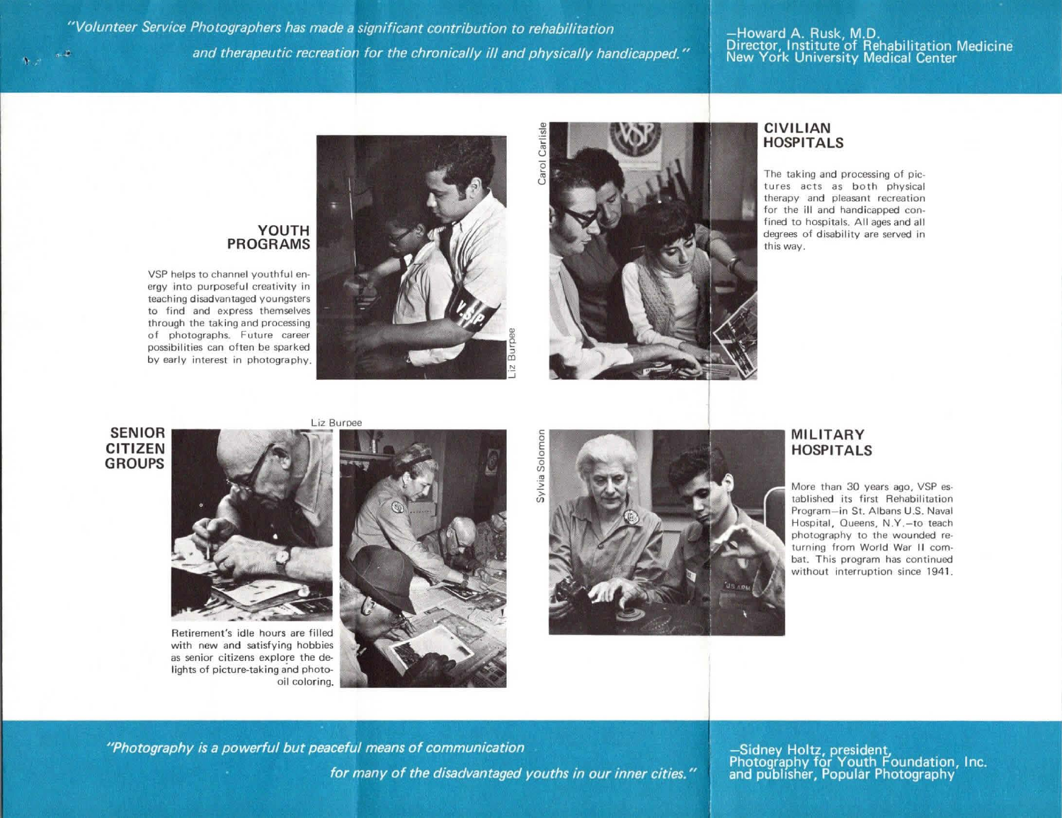*"Volunteer Service Photographers has made a significant contribution to rehabilitation and therapeutic recreation for the chronically ill and physically handicapped."*

—Howard A. Rusk, M.D.
Director, Institute of Rehabilitation Medicine
New York University Medical Center

## YOUTH PROGRAMS

VSP helps to channel youthful energy into purposeful creativity in teaching disadvantaged youngsters to find and express themselves through the taking and processing of photographs. Future career possibilities can often be sparked by early interest in photography.

Liz Burpee

Carol Carlisle

## CIVILIAN HOSPITALS

The taking and processing of pictures acts as both physical therapy and pleasant recreation for the ill and handicapped confined to hospitals. All ages and all degrees of disability are served in this way.

## SENIOR CITIZEN GROUPS

Liz Burpee

Retirement's idle hours are filled with new and satisfying hobbies as senior citizens explore the delights of picture-taking and photo-oil coloring.

Sylvia Solomon

## MILITARY HOSPITALS

More than 30 years ago, VSP established its first Rehabilitation Program—in St. Albans U.S. Naval Hospital, Queens, N.Y.—to teach photography to the wounded returning from World War II combat. This program has continued without interruption since 1941.

*"Photography is a powerful but peaceful means of communication for many of the disadvantaged youths in our inner cities."*

—Sidney Holtz, president,
Photography for Youth Foundation, Inc.
and publisher, Popular Photography